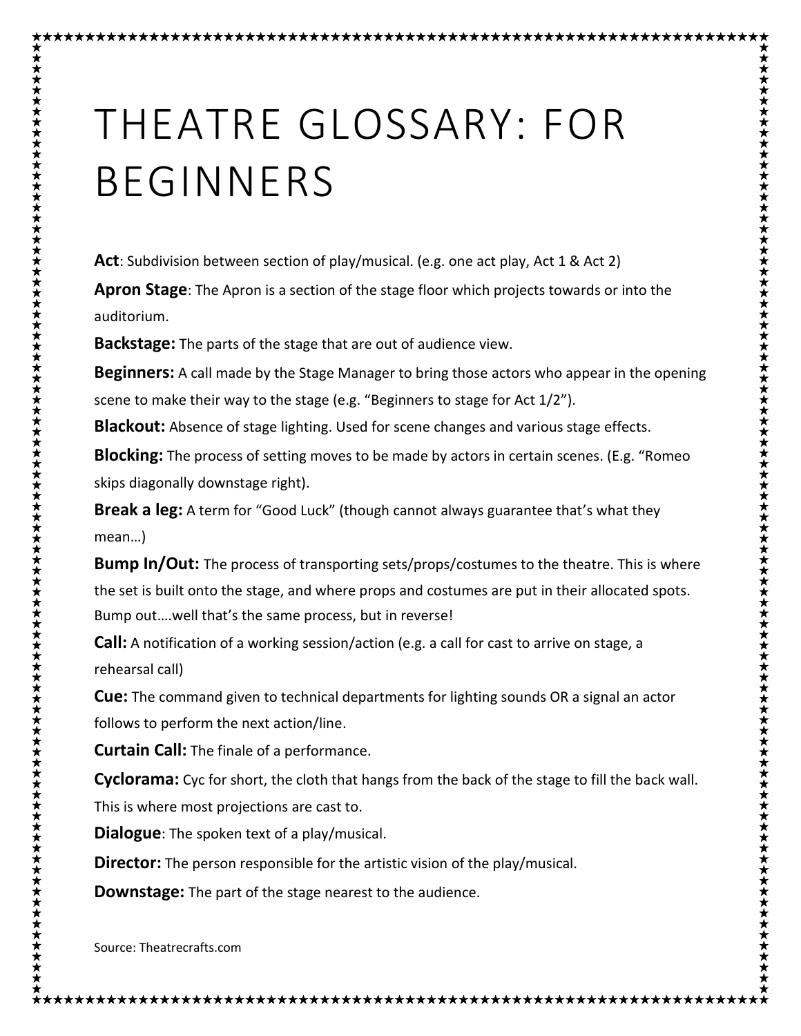# THEATRE GLOSSARY: FOR BEGINNERS

**Act**: Subdivision between section of play/musical. (e.g. one act play, Act 1 & Act 2)

**Apron Stage**: The Apron is a section of the stage floor which projects towards or into the auditorium.

**Backstage:** The parts of the stage that are out of audience view.

**Beginners:** A call made by the Stage Manager to bring those actors who appear in the opening scene to make their way to the stage (e.g. "Beginners to stage for Act 1/2").

**Blackout:** Absence of stage lighting. Used for scene changes and various stage effects.

**Blocking:** The process of setting moves to be made by actors in certain scenes. (E.g. "Romeo skips diagonally downstage right).

**Break a leg:** A term for "Good Luck" (though cannot always guarantee that's what they mean…)

**Bump In/Out:** The process of transporting sets/props/costumes to the theatre. This is where the set is built onto the stage, and where props and costumes are put in their allocated spots. Bump out….well that's the same process, but in reverse!

**Call:** A notification of a working session/action (e.g. a call for cast to arrive on stage, a rehearsal call)

**Cue:** The command given to technical departments for lighting sounds OR a signal an actor follows to perform the next action/line.

**Curtain Call:** The finale of a performance.

**Cyclorama:** Cyc for short, the cloth that hangs from the back of the stage to fill the back wall. This is where most projections are cast to.

**Dialogue**: The spoken text of a play/musical.

**Director:** The person responsible for the artistic vision of the play/musical.

**Downstage:** The part of the stage nearest to the audience.

Source: Theatrecrafts.com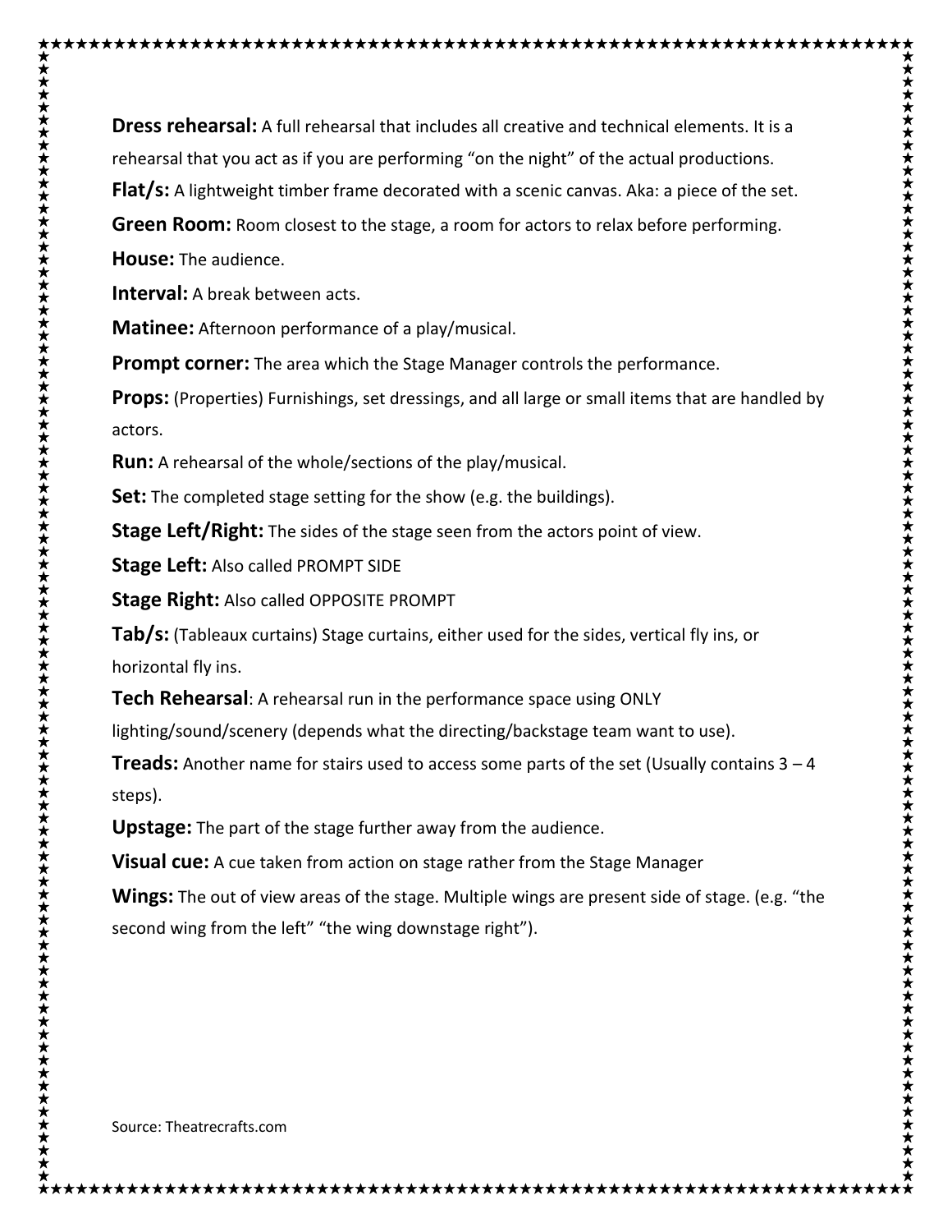**Dress rehearsal:** A full rehearsal that includes all creative and technical elements. It is a rehearsal that you act as if you are performing "on the night" of the actual productions.

**Flat/s:** A lightweight timber frame decorated with a scenic canvas. Aka: a piece of the set.

**Green Room:** Room closest to the stage, a room for actors to relax before performing.

**House:** The audience.

**Interval:** A break between acts.

**Matinee:** Afternoon performance of a play/musical.

**Prompt corner:** The area which the Stage Manager controls the performance.

**Props:** (Properties) Furnishings, set dressings, and all large or small items that are handled by actors.

**Run:** A rehearsal of the whole/sections of the play/musical.

**Set:** The completed stage setting for the show (e.g. the buildings).

**Stage Left/Right:** The sides of the stage seen from the actors point of view.

**Stage Left:** Also called PROMPT SIDE

**Stage Right:** Also called OPPOSITE PROMPT

**Tab/s:** (Tableaux curtains) Stage curtains, either used for the sides, vertical fly ins, or horizontal fly ins.

**Tech Rehearsal**: A rehearsal run in the performance space using ONLY lighting/sound/scenery (depends what the directing/backstage team want to use).

**Treads:** Another name for stairs used to access some parts of the set (Usually contains 3 – 4 steps).

**Upstage:** The part of the stage further away from the audience.

**Visual cue:** A cue taken from action on stage rather from the Stage Manager

**Wings:** The out of view areas of the stage. Multiple wings are present side of stage. (e.g. "the second wing from the left" "the wing downstage right").

Source: Theatrecrafts.com